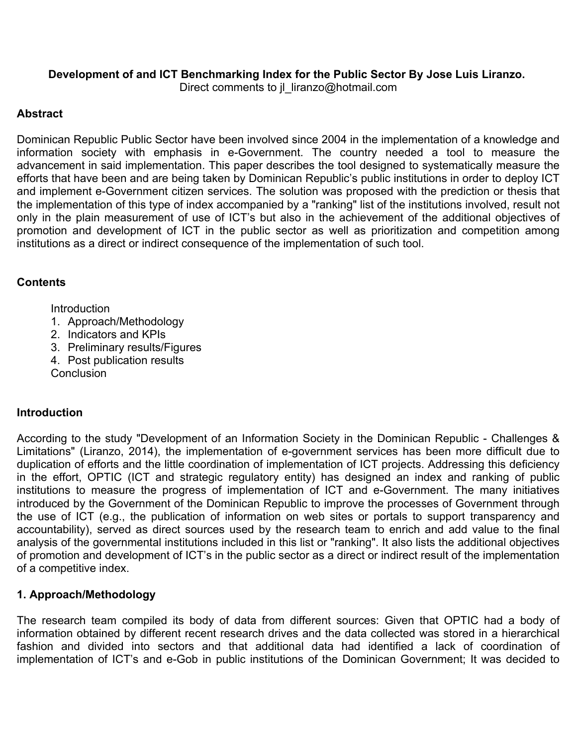**Development of and ICT Benchmarking Index for the Public Sector By Jose Luis Liranzo.**

Direct comments to jl_liranzo@hotmail.com

## Abstract

Dominican Republic Public Sector have been involved since 2004 in the implementation of a knowledge and information society with emphasis in e-Government. The country needed a tool to measure the advancement in said implementation. This paper describes the tool designed to systematically measure the efforts that have been and are being taken by Dominican Republic's public institutions in order to deploy ICT and implement e-Government citizen services. The solution was proposed with the prediction or thesis that the implementation of this type of index accompanied by a "ranking" list of the institutions involved, result not only in the plain measurement of use of ICT's but also in the achievement of the additional objectives of promotion and development of ICT in the public sector as well as prioritization and competition among institutions as a direct or indirect consequence of the implementation of such tool.

## Contents

Introduction
1. Approach/Methodology
2. Indicators and KPIs
3. Preliminary results/Figures
4. Post publication results

Conclusion

## Introduction

According to the study "Development of an Information Society in the Dominican Republic - Challenges & Limitations" (Liranzo, 2014), the implementation of e-government services has been more difficult due to duplication of efforts and the little coordination of implementation of ICT projects. Addressing this deficiency in the effort, OPTIC (ICT and strategic regulatory entity) has designed an index and ranking of public institutions to measure the progress of implementation of ICT and e-Government. The many initiatives introduced by the Government of the Dominican Republic to improve the processes of Government through the use of ICT (e.g., the publication of information on web sites or portals to support transparency and accountability), served as direct sources used by the research team to enrich and add value to the final analysis of the governmental institutions included in this list or "ranking". It also lists the additional objectives of promotion and development of ICT's in the public sector as a direct or indirect result of the implementation of a competitive index.

## 1. Approach/Methodology

The research team compiled its body of data from different sources: Given that OPTIC had a body of information obtained by different recent research drives and the data collected was stored in a hierarchical fashion and divided into sectors and that additional data had identified a lack of coordination of implementation of ICT's and e-Gob in public institutions of the Dominican Government; It was decided to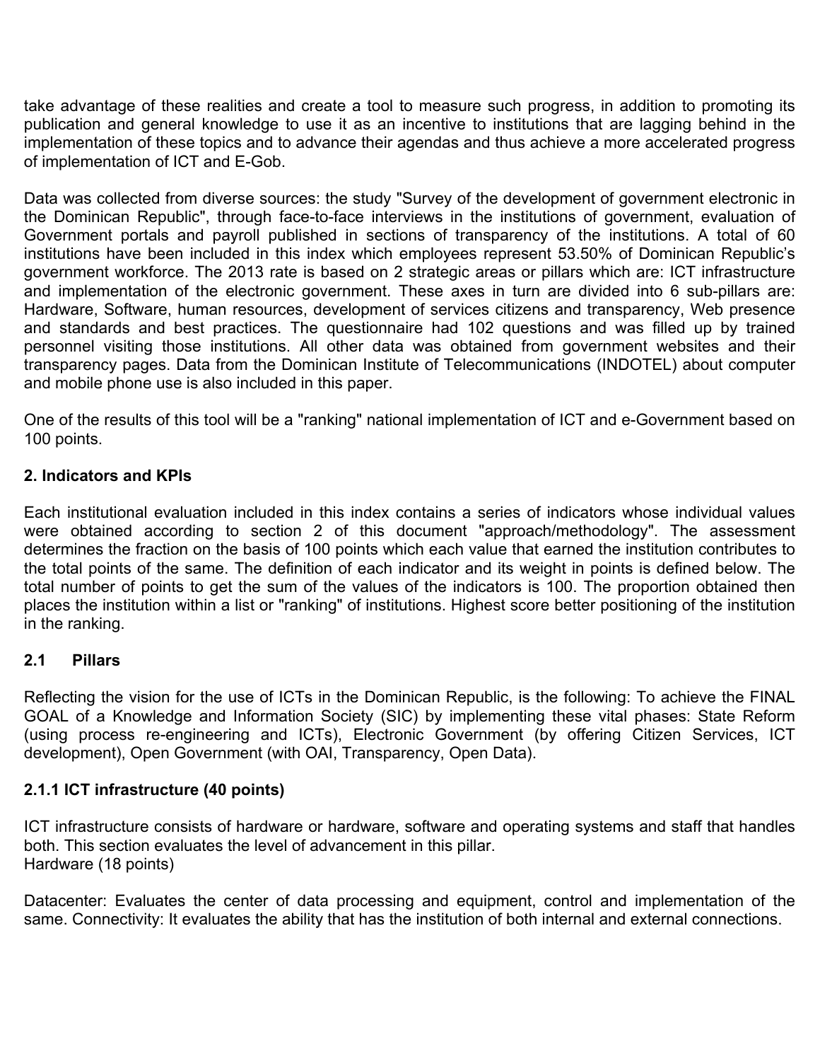take advantage of these realities and create a tool to measure such progress, in addition to promoting its publication and general knowledge to use it as an incentive to institutions that are lagging behind in the implementation of these topics and to advance their agendas and thus achieve a more accelerated progress of implementation of ICT and E-Gob.

Data was collected from diverse sources: the study "Survey of the development of government electronic in the Dominican Republic", through face-to-face interviews in the institutions of government, evaluation of Government portals and payroll published in sections of transparency of the institutions. A total of 60 institutions have been included in this index which employees represent 53.50% of Dominican Republic's government workforce. The 2013 rate is based on 2 strategic areas or pillars which are: ICT infrastructure and implementation of the electronic government. These axes in turn are divided into 6 sub-pillars are: Hardware, Software, human resources, development of services citizens and transparency, Web presence and standards and best practices. The questionnaire had 102 questions and was filled up by trained personnel visiting those institutions. All other data was obtained from government websites and their transparency pages. Data from the Dominican Institute of Telecommunications (INDOTEL) about computer and mobile phone use is also included in this paper.

One of the results of this tool will be a "ranking" national implementation of ICT and e-Government based on 100 points.

## 2. Indicators and KPIs

Each institutional evaluation included in this index contains a series of indicators whose individual values were obtained according to section 2 of this document "approach/methodology". The assessment determines the fraction on the basis of 100 points which each value that earned the institution contributes to the total points of the same. The definition of each indicator and its weight in points is defined below. The total number of points to get the sum of the values of the indicators is 100. The proportion obtained then places the institution within a list or "ranking" of institutions. Highest score better positioning of the institution in the ranking.

### 2.1 Pillars

Reflecting the vision for the use of ICTs in the Dominican Republic, is the following: To achieve the FINAL GOAL of a Knowledge and Information Society (SIC) by implementing these vital phases: State Reform (using process re-engineering and ICTs), Electronic Government (by offering Citizen Services, ICT development), Open Government (with OAI, Transparency, Open Data).

#### 2.1.1 ICT infrastructure (40 points)

ICT infrastructure consists of hardware or hardware, software and operating systems and staff that handles both. This section evaluates the level of advancement in this pillar.
Hardware (18 points)

Datacenter: Evaluates the center of data processing and equipment, control and implementation of the same. Connectivity: It evaluates the ability that has the institution of both internal and external connections.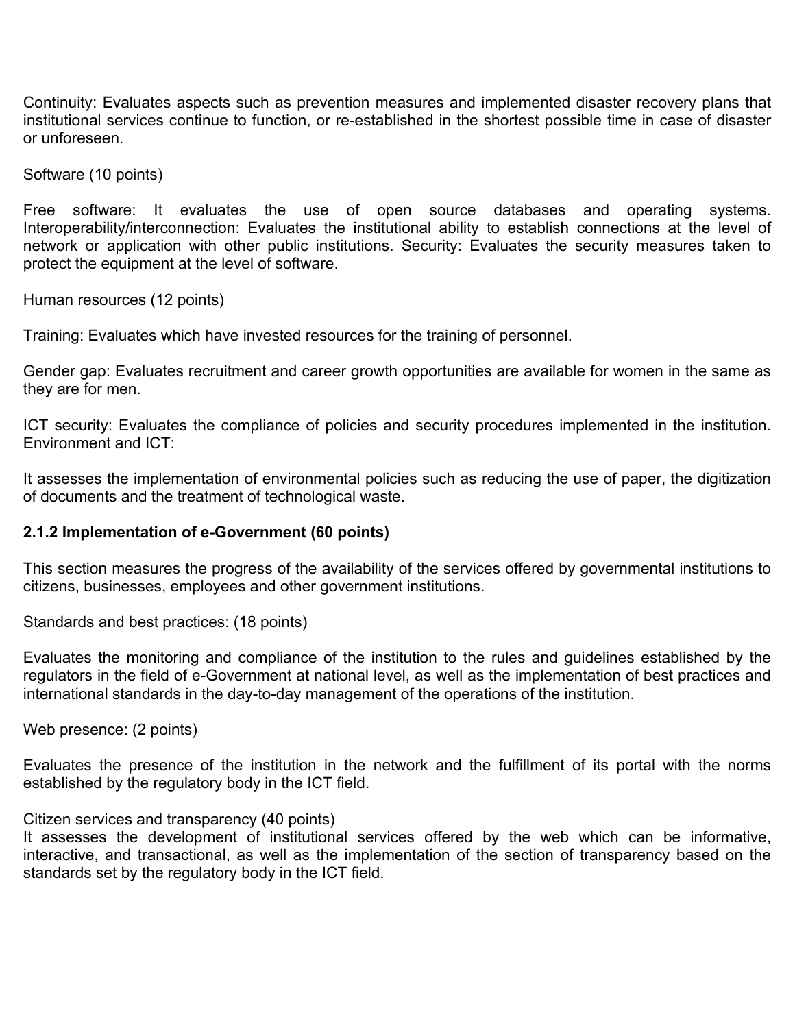Continuity: Evaluates aspects such as prevention measures and implemented disaster recovery plans that institutional services continue to function, or re-established in the shortest possible time in case of disaster or unforeseen.

Software (10 points)

Free software: It evaluates the use of open source databases and operating systems. Interoperability/interconnection: Evaluates the institutional ability to establish connections at the level of network or application with other public institutions. Security: Evaluates the security measures taken to protect the equipment at the level of software.

Human resources (12 points)

Training: Evaluates which have invested resources for the training of personnel.

Gender gap: Evaluates recruitment and career growth opportunities are available for women in the same as they are for men.

ICT security: Evaluates the compliance of policies and security procedures implemented in the institution. Environment and ICT:

It assesses the implementation of environmental policies such as reducing the use of paper, the digitization of documents and the treatment of technological waste.

**2.1.2 Implementation of e-Government (60 points)**

This section measures the progress of the availability of the services offered by governmental institutions to citizens, businesses, employees and other government institutions.

Standards and best practices: (18 points)

Evaluates the monitoring and compliance of the institution to the rules and guidelines established by the regulators in the field of e-Government at national level, as well as the implementation of best practices and international standards in the day-to-day management of the operations of the institution.

Web presence: (2 points)

Evaluates the presence of the institution in the network and the fulfillment of its portal with the norms established by the regulatory body in the ICT field.

Citizen services and transparency (40 points)
It assesses the development of institutional services offered by the web which can be informative, interactive, and transactional, as well as the implementation of the section of transparency based on the standards set by the regulatory body in the ICT field.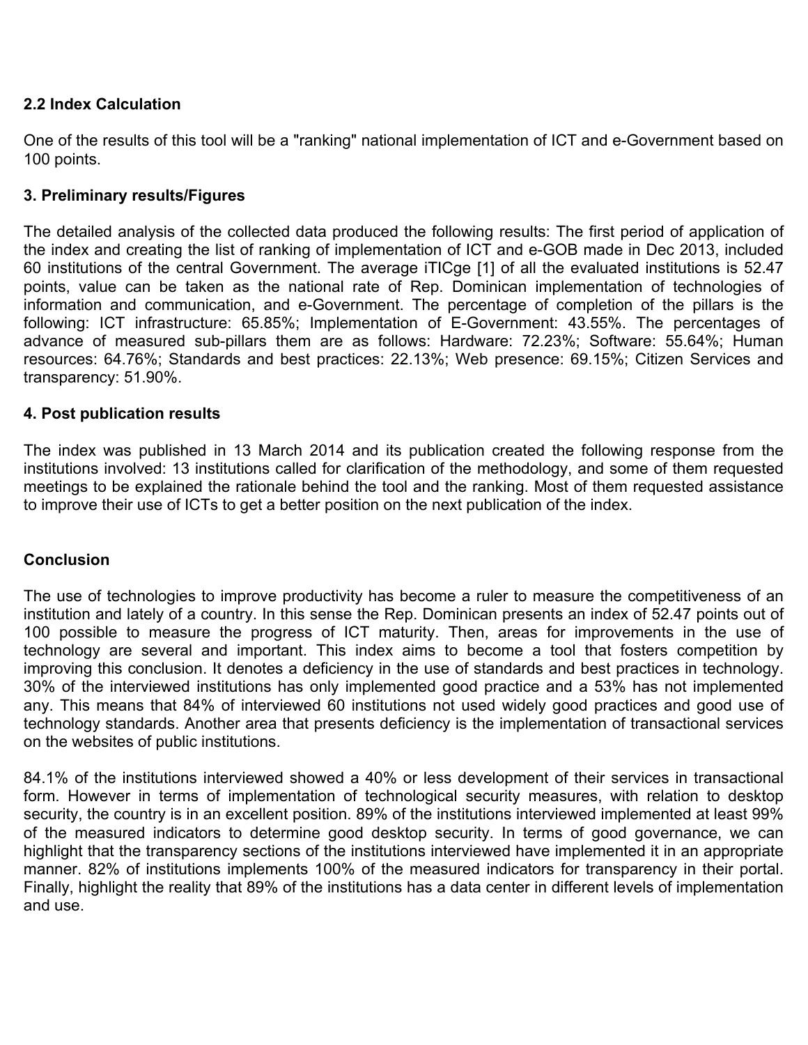### 2.2 Index Calculation

One of the results of this tool will be a "ranking" national implementation of ICT and e-Government based on 100 points.

### 3. Preliminary results/Figures

The detailed analysis of the collected data produced the following results: The first period of application of the index and creating the list of ranking of implementation of ICT and e-GOB made in Dec 2013, included 60 institutions of the central Government. The average iTICge [1] of all the evaluated institutions is 52.47 points, value can be taken as the national rate of Rep. Dominican implementation of technologies of information and communication, and e-Government. The percentage of completion of the pillars is the following: ICT infrastructure: 65.85%; Implementation of E-Government: 43.55%. The percentages of advance of measured sub-pillars them are as follows: Hardware: 72.23%; Software: 55.64%; Human resources: 64.76%; Standards and best practices: 22.13%; Web presence: 69.15%; Citizen Services and transparency: 51.90%.

### 4. Post publication results

The index was published in 13 March 2014 and its publication created the following response from the institutions involved: 13 institutions called for clarification of the methodology, and some of them requested meetings to be explained the rationale behind the tool and the ranking. Most of them requested assistance to improve their use of ICTs to get a better position on the next publication of the index.

### Conclusion

The use of technologies to improve productivity has become a ruler to measure the competitiveness of an institution and lately of a country. In this sense the Rep. Dominican presents an index of 52.47 points out of 100 possible to measure the progress of ICT maturity. Then, areas for improvements in the use of technology are several and important. This index aims to become a tool that fosters competition by improving this conclusion. It denotes a deficiency in the use of standards and best practices in technology. 30% of the interviewed institutions has only implemented good practice and a 53% has not implemented any. This means that 84% of interviewed 60 institutions not used widely good practices and good use of technology standards. Another area that presents deficiency is the implementation of transactional services on the websites of public institutions.

84.1% of the institutions interviewed showed a 40% or less development of their services in transactional form. However in terms of implementation of technological security measures, with relation to desktop security, the country is in an excellent position. 89% of the institutions interviewed implemented at least 99% of the measured indicators to determine good desktop security. In terms of good governance, we can highlight that the transparency sections of the institutions interviewed have implemented it in an appropriate manner. 82% of institutions implements 100% of the measured indicators for transparency in their portal. Finally, highlight the reality that 89% of the institutions has a data center in different levels of implementation and use.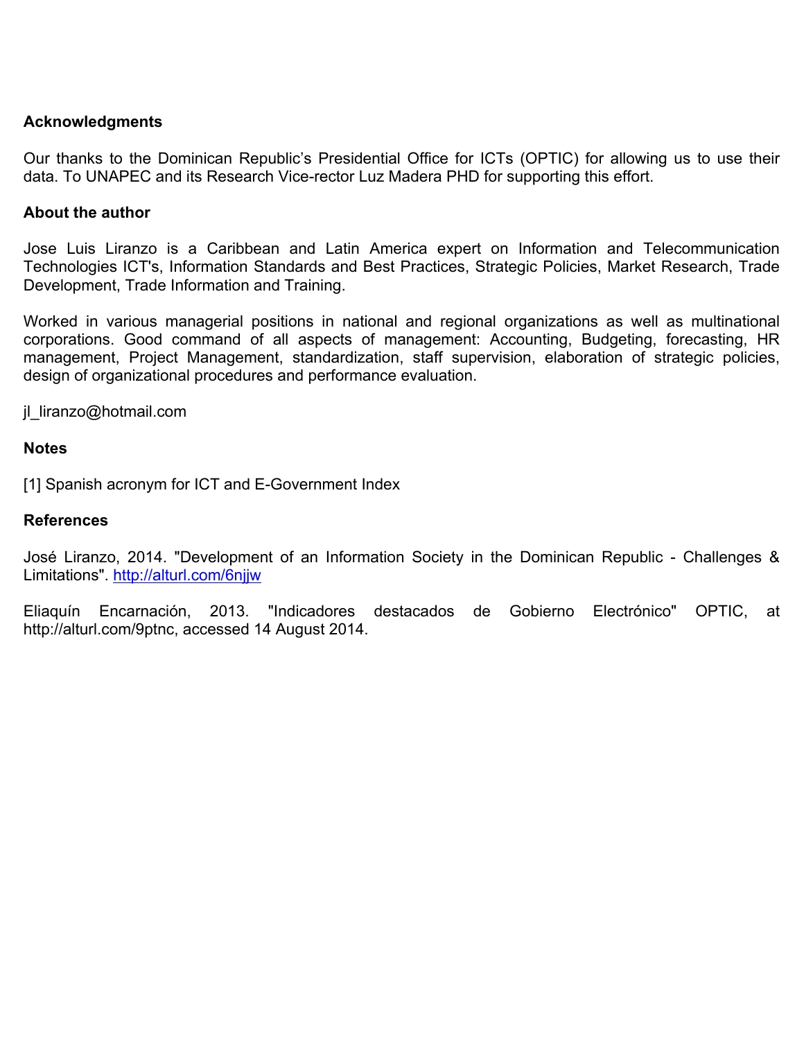**Acknowledgments**

Our thanks to the Dominican Republic's Presidential Office for ICTs (OPTIC) for allowing us to use their data. To UNAPEC and its Research Vice-rector Luz Madera PHD for supporting this effort.

**About the author**

Jose Luis Liranzo is a Caribbean and Latin America expert on Information and Telecommunication Technologies ICT's, Information Standards and Best Practices, Strategic Policies, Market Research, Trade Development, Trade Information and Training.

Worked in various managerial positions in national and regional organizations as well as multinational corporations. Good command of all aspects of management: Accounting, Budgeting, forecasting, HR management, Project Management, standardization, staff supervision, elaboration of strategic policies, design of organizational procedures and performance evaluation.

jl_liranzo@hotmail.com

**Notes**

[1] Spanish acronym for ICT and E-Government Index

**References**

José Liranzo, 2014. "Development of an Information Society in the Dominican Republic - Challenges & Limitations". http://alturl.com/6njjw

Eliaquín Encarnación, 2013. "Indicadores destacados de Gobierno Electrónico" OPTIC, at http://alturl.com/9ptnc, accessed 14 August 2014.